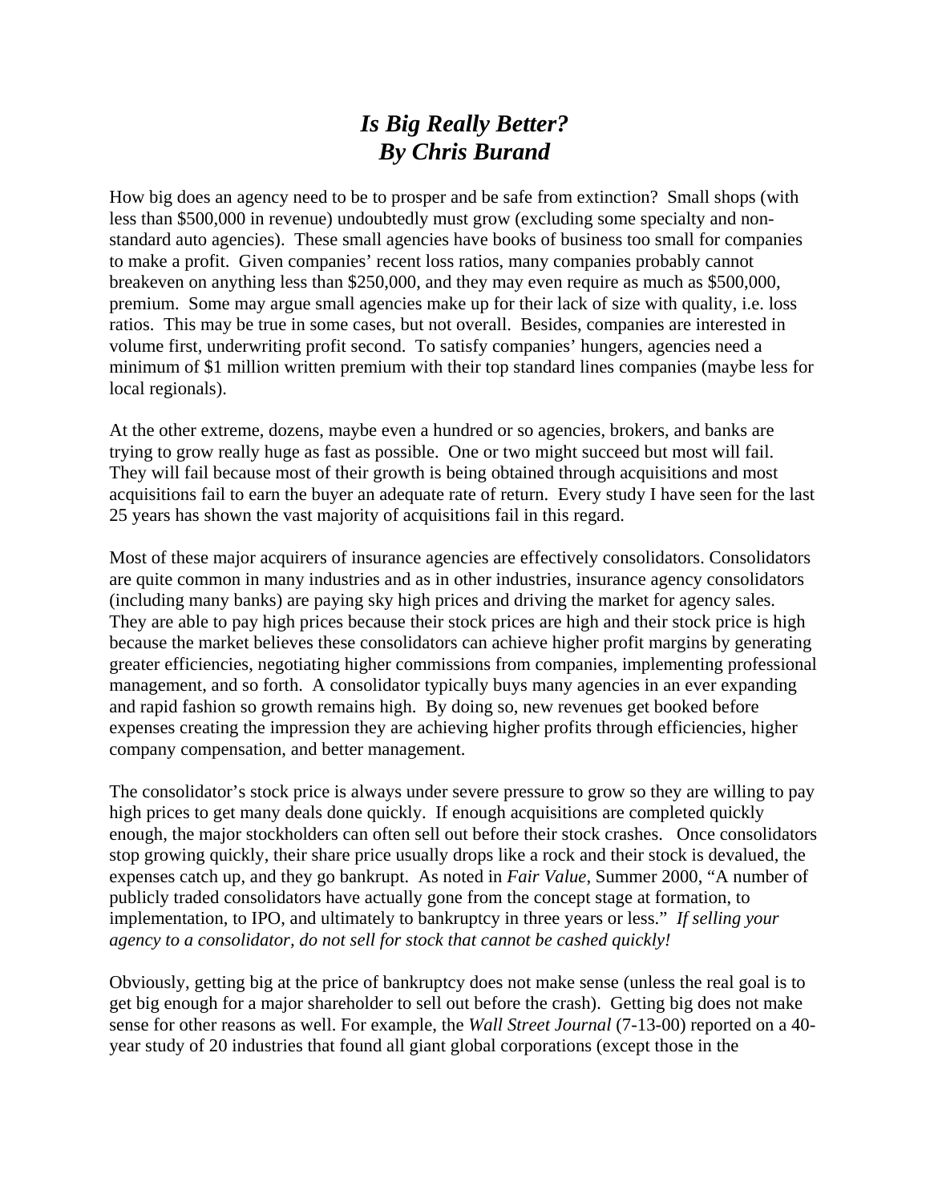# *Is Big Really Better?*
# *By Chris Burand*

How big does an agency need to be to prosper and be safe from extinction? Small shops (with less than $500,000 in revenue) undoubtedly must grow (excluding some specialty and non-standard auto agencies). These small agencies have books of business too small for companies to make a profit. Given companies' recent loss ratios, many companies probably cannot breakeven on anything less than $250,000, and they may even require as much as $500,000, premium. Some may argue small agencies make up for their lack of size with quality, i.e. loss ratios. This may be true in some cases, but not overall. Besides, companies are interested in volume first, underwriting profit second. To satisfy companies' hungers, agencies need a minimum of $1 million written premium with their top standard lines companies (maybe less for local regionals).

At the other extreme, dozens, maybe even a hundred or so agencies, brokers, and banks are trying to grow really huge as fast as possible. One or two might succeed but most will fail. They will fail because most of their growth is being obtained through acquisitions and most acquisitions fail to earn the buyer an adequate rate of return. Every study I have seen for the last 25 years has shown the vast majority of acquisitions fail in this regard.

Most of these major acquirers of insurance agencies are effectively consolidators. Consolidators are quite common in many industries and as in other industries, insurance agency consolidators (including many banks) are paying sky high prices and driving the market for agency sales. They are able to pay high prices because their stock prices are high and their stock price is high because the market believes these consolidators can achieve higher profit margins by generating greater efficiencies, negotiating higher commissions from companies, implementing professional management, and so forth. A consolidator typically buys many agencies in an ever expanding and rapid fashion so growth remains high. By doing so, new revenues get booked before expenses creating the impression they are achieving higher profits through efficiencies, higher company compensation, and better management.

The consolidator's stock price is always under severe pressure to grow so they are willing to pay high prices to get many deals done quickly. If enough acquisitions are completed quickly enough, the major stockholders can often sell out before their stock crashes. Once consolidators stop growing quickly, their share price usually drops like a rock and their stock is devalued, the expenses catch up, and they go bankrupt. As noted in *Fair Value*, Summer 2000, "A number of publicly traded consolidators have actually gone from the concept stage at formation, to implementation, to IPO, and ultimately to bankruptcy in three years or less." *If selling your agency to a consolidator, do not sell for stock that cannot be cashed quickly!*

Obviously, getting big at the price of bankruptcy does not make sense (unless the real goal is to get big enough for a major shareholder to sell out before the crash). Getting big does not make sense for other reasons as well. For example, the *Wall Street Journal* (7-13-00) reported on a 40-year study of 20 industries that found all giant global corporations (except those in the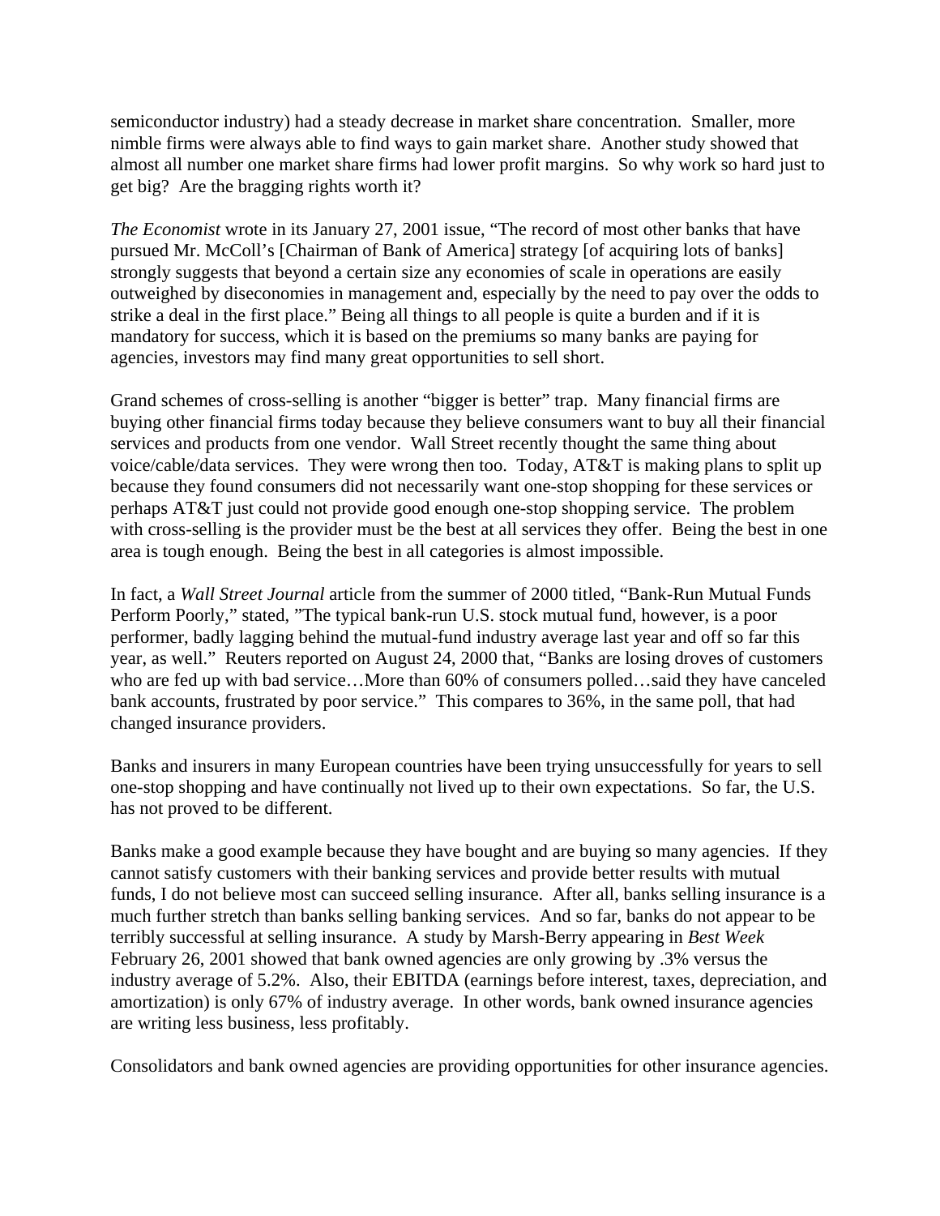semiconductor industry) had a steady decrease in market share concentration. Smaller, more nimble firms were always able to find ways to gain market share. Another study showed that almost all number one market share firms had lower profit margins. So why work so hard just to get big? Are the bragging rights worth it?

*The Economist* wrote in its January 27, 2001 issue, "The record of most other banks that have pursued Mr. McColl's [Chairman of Bank of America] strategy [of acquiring lots of banks] strongly suggests that beyond a certain size any economies of scale in operations are easily outweighed by diseconomies in management and, especially by the need to pay over the odds to strike a deal in the first place." Being all things to all people is quite a burden and if it is mandatory for success, which it is based on the premiums so many banks are paying for agencies, investors may find many great opportunities to sell short.

Grand schemes of cross-selling is another "bigger is better" trap. Many financial firms are buying other financial firms today because they believe consumers want to buy all their financial services and products from one vendor. Wall Street recently thought the same thing about voice/cable/data services. They were wrong then too. Today, AT&T is making plans to split up because they found consumers did not necessarily want one-stop shopping for these services or perhaps AT&T just could not provide good enough one-stop shopping service. The problem with cross-selling is the provider must be the best at all services they offer. Being the best in one area is tough enough. Being the best in all categories is almost impossible.

In fact, a *Wall Street Journal* article from the summer of 2000 titled, "Bank-Run Mutual Funds Perform Poorly," stated, "The typical bank-run U.S. stock mutual fund, however, is a poor performer, badly lagging behind the mutual-fund industry average last year and off so far this year, as well." Reuters reported on August 24, 2000 that, "Banks are losing droves of customers who are fed up with bad service…More than 60% of consumers polled…said they have canceled bank accounts, frustrated by poor service." This compares to 36%, in the same poll, that had changed insurance providers.

Banks and insurers in many European countries have been trying unsuccessfully for years to sell one-stop shopping and have continually not lived up to their own expectations. So far, the U.S. has not proved to be different.

Banks make a good example because they have bought and are buying so many agencies. If they cannot satisfy customers with their banking services and provide better results with mutual funds, I do not believe most can succeed selling insurance. After all, banks selling insurance is a much further stretch than banks selling banking services. And so far, banks do not appear to be terribly successful at selling insurance. A study by Marsh-Berry appearing in *Best Week* February 26, 2001 showed that bank owned agencies are only growing by .3% versus the industry average of 5.2%. Also, their EBITDA (earnings before interest, taxes, depreciation, and amortization) is only 67% of industry average. In other words, bank owned insurance agencies are writing less business, less profitably.

Consolidators and bank owned agencies are providing opportunities for other insurance agencies.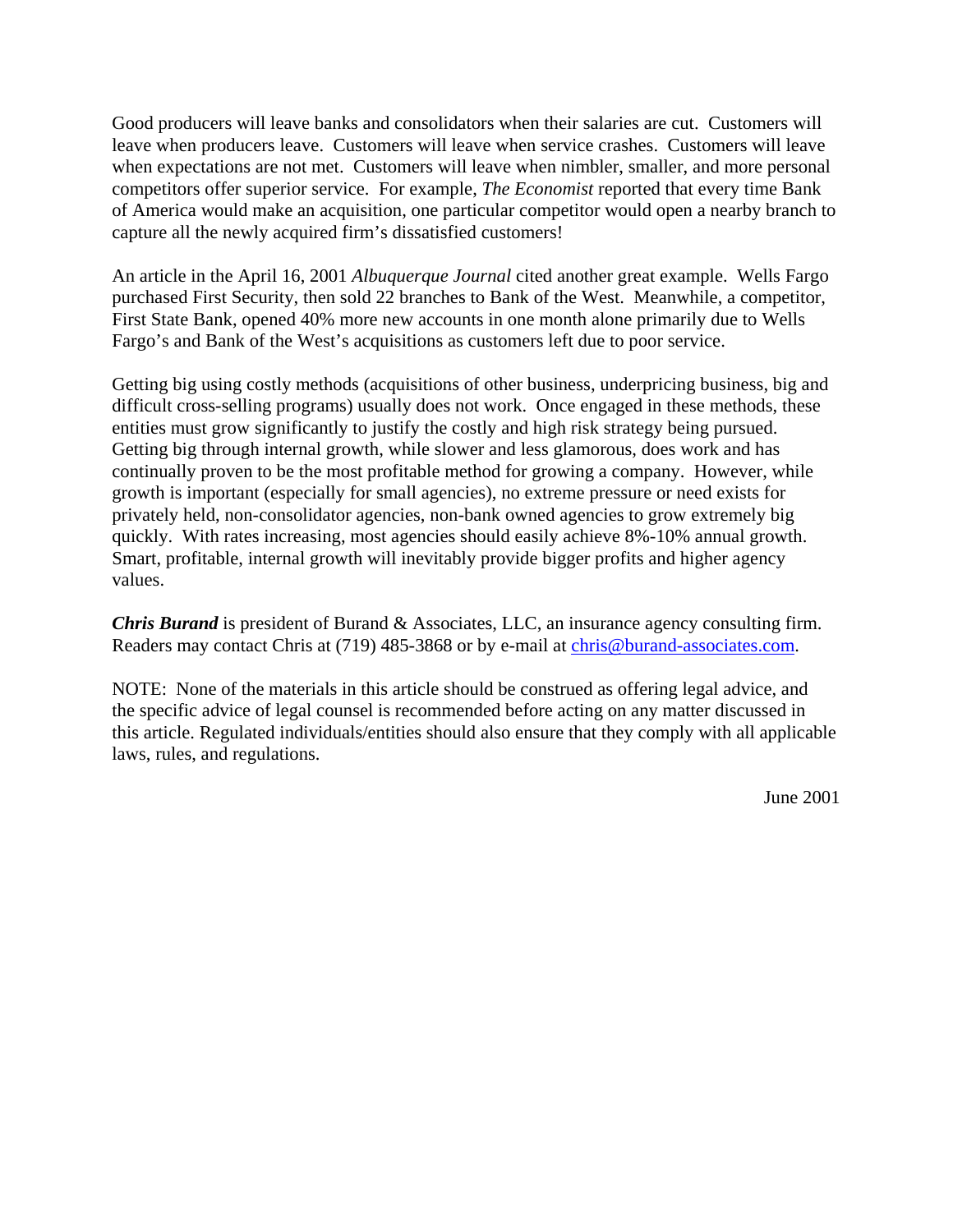Good producers will leave banks and consolidators when their salaries are cut. Customers will leave when producers leave. Customers will leave when service crashes. Customers will leave when expectations are not met. Customers will leave when nimbler, smaller, and more personal competitors offer superior service. For example, *The Economist* reported that every time Bank of America would make an acquisition, one particular competitor would open a nearby branch to capture all the newly acquired firm's dissatisfied customers!

An article in the April 16, 2001 *Albuquerque Journal* cited another great example. Wells Fargo purchased First Security, then sold 22 branches to Bank of the West. Meanwhile, a competitor, First State Bank, opened 40% more new accounts in one month alone primarily due to Wells Fargo's and Bank of the West's acquisitions as customers left due to poor service.

Getting big using costly methods (acquisitions of other business, underpricing business, big and difficult cross-selling programs) usually does not work. Once engaged in these methods, these entities must grow significantly to justify the costly and high risk strategy being pursued. Getting big through internal growth, while slower and less glamorous, does work and has continually proven to be the most profitable method for growing a company. However, while growth is important (especially for small agencies), no extreme pressure or need exists for privately held, non-consolidator agencies, non-bank owned agencies to grow extremely big quickly. With rates increasing, most agencies should easily achieve 8%-10% annual growth. Smart, profitable, internal growth will inevitably provide bigger profits and higher agency values.

***Chris Burand*** is president of Burand & Associates, LLC, an insurance agency consulting firm. Readers may contact Chris at (719) 485-3868 or by e-mail at chris@burand-associates.com.

NOTE: None of the materials in this article should be construed as offering legal advice, and the specific advice of legal counsel is recommended before acting on any matter discussed in this article. Regulated individuals/entities should also ensure that they comply with all applicable laws, rules, and regulations.

June 2001